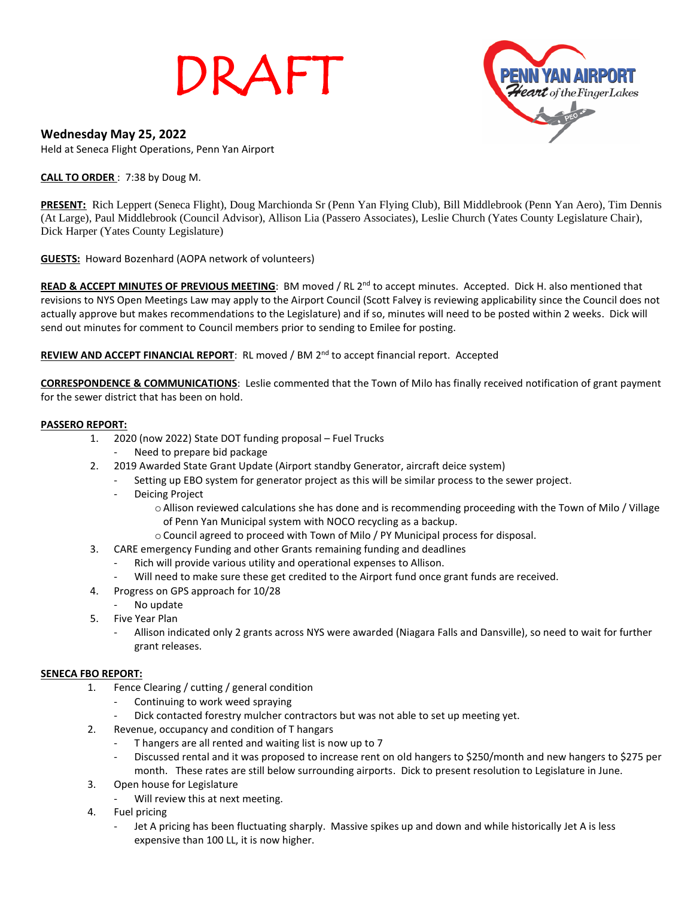DRAFT

**Wednesday May 25, 2022**

Held at Seneca Flight Operations, Penn Yan Airport

**CALL TO ORDER** : 7:38 by Doug M.

**PRESENT:** Rich Leppert (Seneca Flight), Doug Marchionda Sr (Penn Yan Flying Club), Bill Middlebrook (Penn Yan Aero), Tim Dennis (At Large), Paul Middlebrook (Council Advisor), Allison Lia (Passero Associates), Leslie Church (Yates County Legislature Chair), Dick Harper (Yates County Legislature)

**GUESTS:** Howard Bozenhard (AOPA network of volunteers)

**READ & ACCEPT MINUTES OF PREVIOUS MEETING**: BM moved / RL 2nd to accept minutes. Accepted. Dick H. also mentioned that revisions to NYS Open Meetings Law may apply to the Airport Council (Scott Falvey is reviewing applicability since the Council does not actually approve but makes recommendations to the Legislature) and if so, minutes will need to be posted within 2 weeks. Dick will send out minutes for comment to Council members prior to sending to Emilee for posting.

**REVIEW AND ACCEPT FINANCIAL REPORT**: RL moved / BM 2nd to accept financial report. Accepted

**CORRESPONDENCE & COMMUNICATIONS**: Leslie commented that the Town of Milo has finally received notification of grant payment for the sewer district that has been on hold.

**PASSERO REPORT:**

1. 2020 (now 2022) State DOT funding proposal – Fuel Trucks
   - Need to prepare bid package
2. 2019 Awarded State Grant Update (Airport standby Generator, aircraft deice system)
   - Setting up EBO system for generator project as this will be similar process to the sewer project.
   - Deicing Project
     - Allison reviewed calculations she has done and is recommending proceeding with the Town of Milo / Village of Penn Yan Municipal system with NOCO recycling as a backup.
     - Council agreed to proceed with Town of Milo / PY Municipal process for disposal.
3. CARE emergency Funding and other Grants remaining funding and deadlines
   - Rich will provide various utility and operational expenses to Allison.
   - Will need to make sure these get credited to the Airport fund once grant funds are received.
4. Progress on GPS approach for 10/28
   - No update
5. Five Year Plan
   - Allison indicated only 2 grants across NYS were awarded (Niagara Falls and Dansville), so need to wait for further grant releases.

**SENECA FBO REPORT:**

1. Fence Clearing / cutting / general condition
   - Continuing to work weed spraying
   - Dick contacted forestry mulcher contractors but was not able to set up meeting yet.
2. Revenue, occupancy and condition of T hangars
   - T hangers are all rented and waiting list is now up to 7
   - Discussed rental and it was proposed to increase rent on old hangers to $250/month and new hangers to $275 per month. These rates are still below surrounding airports. Dick to present resolution to Legislature in June.
3. Open house for Legislature
   - Will review this at next meeting.
4. Fuel pricing
   - Jet A pricing has been fluctuating sharply. Massive spikes up and down and while historically Jet A is less expensive than 100 LL, it is now higher.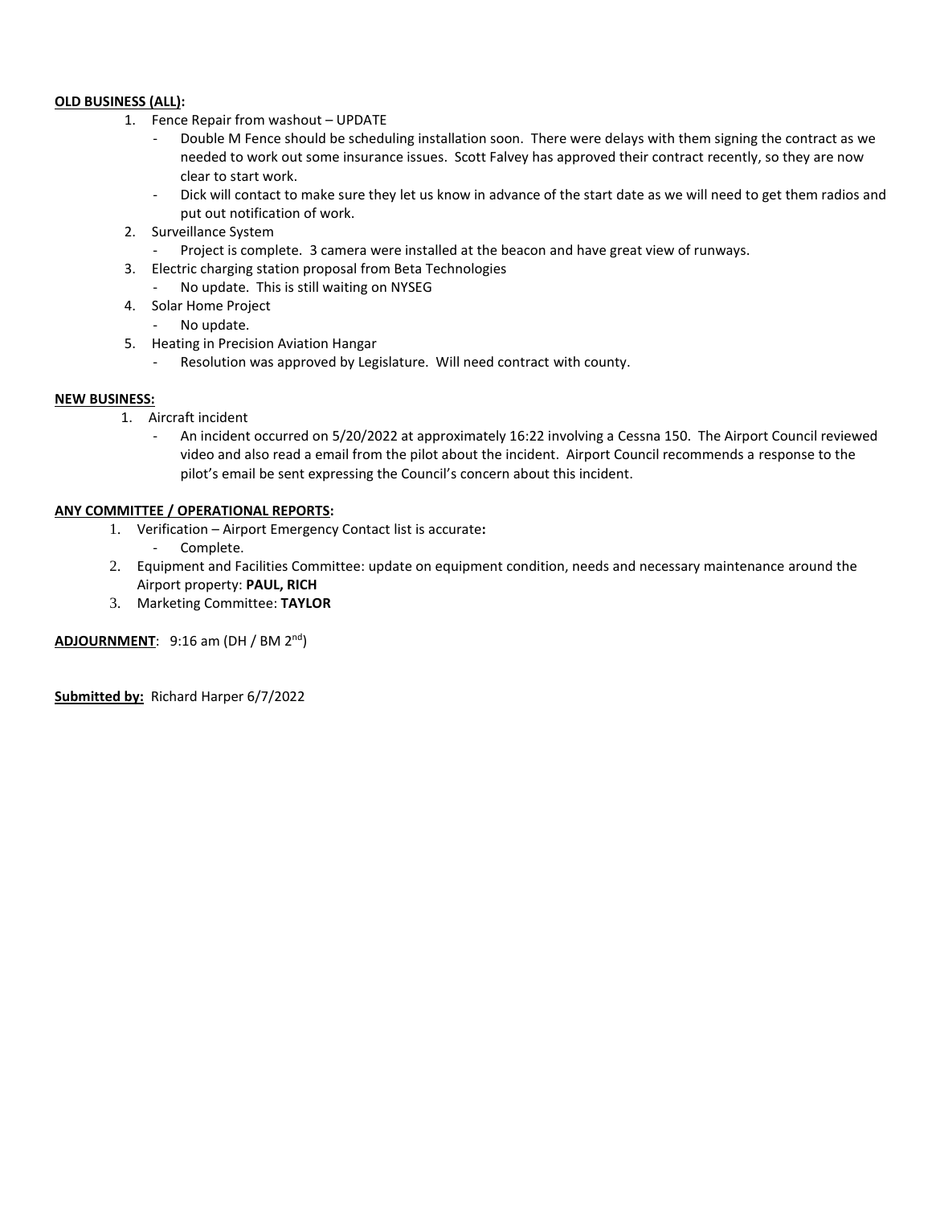**OLD BUSINESS (ALL):**

1. Fence Repair from washout – UPDATE
   - Double M Fence should be scheduling installation soon. There were delays with them signing the contract as we needed to work out some insurance issues. Scott Falvey has approved their contract recently, so they are now clear to start work.
   - Dick will contact to make sure they let us know in advance of the start date as we will need to get them radios and put out notification of work.
2. Surveillance System
   - Project is complete. 3 camera were installed at the beacon and have great view of runways.
3. Electric charging station proposal from Beta Technologies
   - No update. This is still waiting on NYSEG
4. Solar Home Project
   - No update.
5. Heating in Precision Aviation Hangar
   - Resolution was approved by Legislature. Will need contract with county.

**NEW BUSINESS:**

1. Aircraft incident
   - An incident occurred on 5/20/2022 at approximately 16:22 involving a Cessna 150. The Airport Council reviewed video and also read a email from the pilot about the incident. Airport Council recommends a response to the pilot's email be sent expressing the Council's concern about this incident.

**ANY COMMITTEE / OPERATIONAL REPORTS:**

1. Verification – Airport Emergency Contact list is accurate**:**
   - Complete.
2. Equipment and Facilities Committee: update on equipment condition, needs and necessary maintenance around the Airport property: **PAUL, RICH**
3. Marketing Committee: **TAYLOR**

**ADJOURNMENT**: 9:16 am (DH / BM 2nd)

**Submitted by:** Richard Harper 6/7/2022